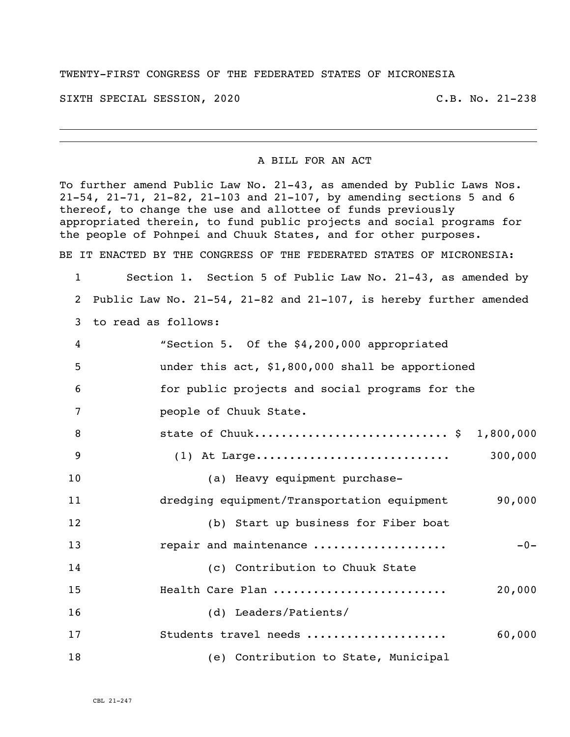TWENTY-FIRST CONGRESS OF THE FEDERATED STATES OF MICRONESIA

SIXTH SPECIAL SESSION, 2020 C.B. No. 21-238

---

A BILL FOR AN ACT

To further amend Public Law No. 21-43, as amended by Public Laws Nos. 21-54, 21-71, 21-82, 21-103 and 21-107, by amending sections 5 and 6 thereof, to change the use and allottee of funds previously appropriated therein, to fund public projects and social programs for the people of Pohnpei and Chuuk States, and for other purposes.

BE IT ENACTED BY THE CONGRESS OF THE FEDERATED STATES OF MICRONESIA:

1 Section 1. Section 5 of Public Law No. 21-43, as amended by
2 Public Law No. 21-54, 21-82 and 21-107, is hereby further amended
3 to read as follows:

4 "Section 5. Of the $4,200,000 appropriated
5 under this act, $1,800,000 shall be apportioned
6 for public projects and social programs for the
7 people of Chuuk State.

8 state of Chuuk............................ $ 1,800,000
9 (1) At Large............................ 300,000
10 (a) Heavy equipment purchase-
11 dredging equipment/Transportation equipment 90,000
12 (b) Start up business for Fiber boat
13 repair and maintenance ................... -0-
14 (c) Contribution to Chuuk State
15 Health Care Plan ......................... 20,000
16 (d) Leaders/Patients/
17 Students travel needs .................... 60,000
18 (e) Contribution to State, Municipal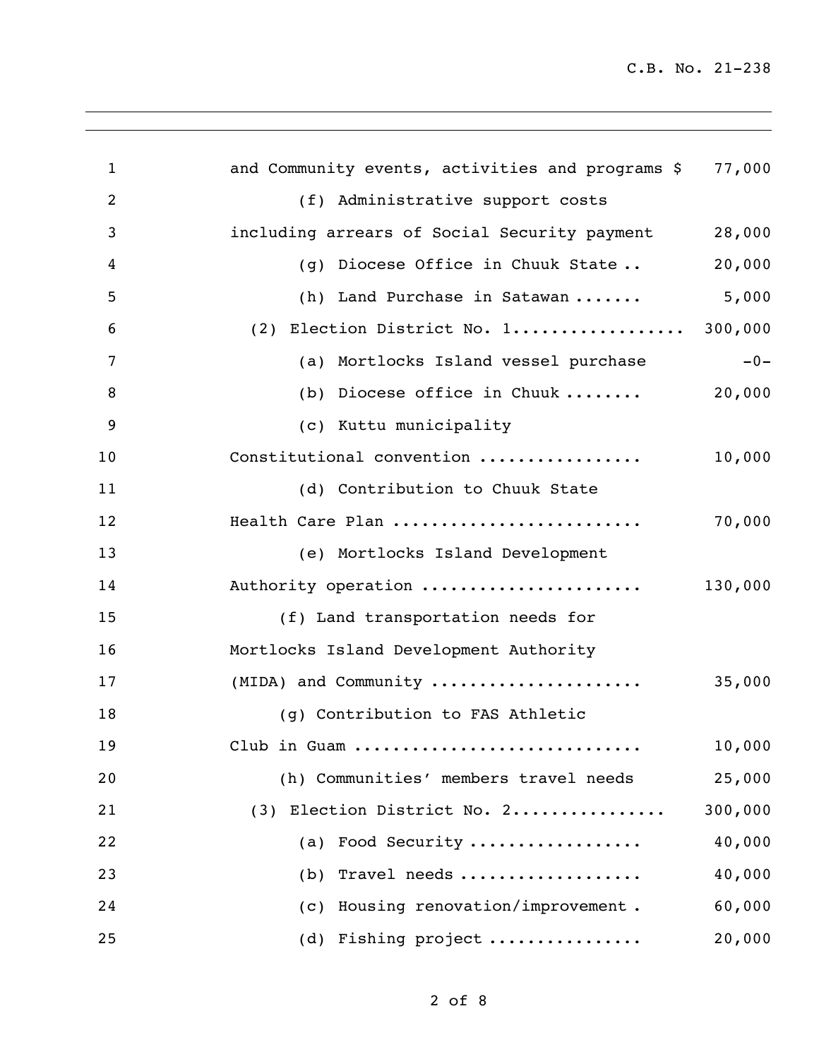and Community events, activities and programs $ 77,000

(f) Administrative support costs including arrears of Social Security payment 28,000

(g) Diocese Office in Chuuk State .. 20,000

(h) Land Purchase in Satawan ....... 5,000

(2) Election District No. 1.................. 300,000

(a) Mortlocks Island vessel purchase -0-

(b) Diocese office in Chuuk ........ 20,000

(c) Kuttu municipality Constitutional convention ................ 10,000

(d) Contribution to Chuuk State Health Care Plan ......................... 70,000

(e) Mortlocks Island Development Authority operation ...................... 130,000

(f) Land transportation needs for Mortlocks Island Development Authority (MIDA) and Community ..................... 35,000

(g) Contribution to FAS Athletic Club in Guam ............................ 10,000

(h) Communities' members travel needs 25,000

(3) Election District No. 2................ 300,000

(a) Food Security ................. 40,000

(b) Travel needs .................. 40,000

(c) Housing renovation/improvement . 60,000

(d) Fishing project ............... 20,000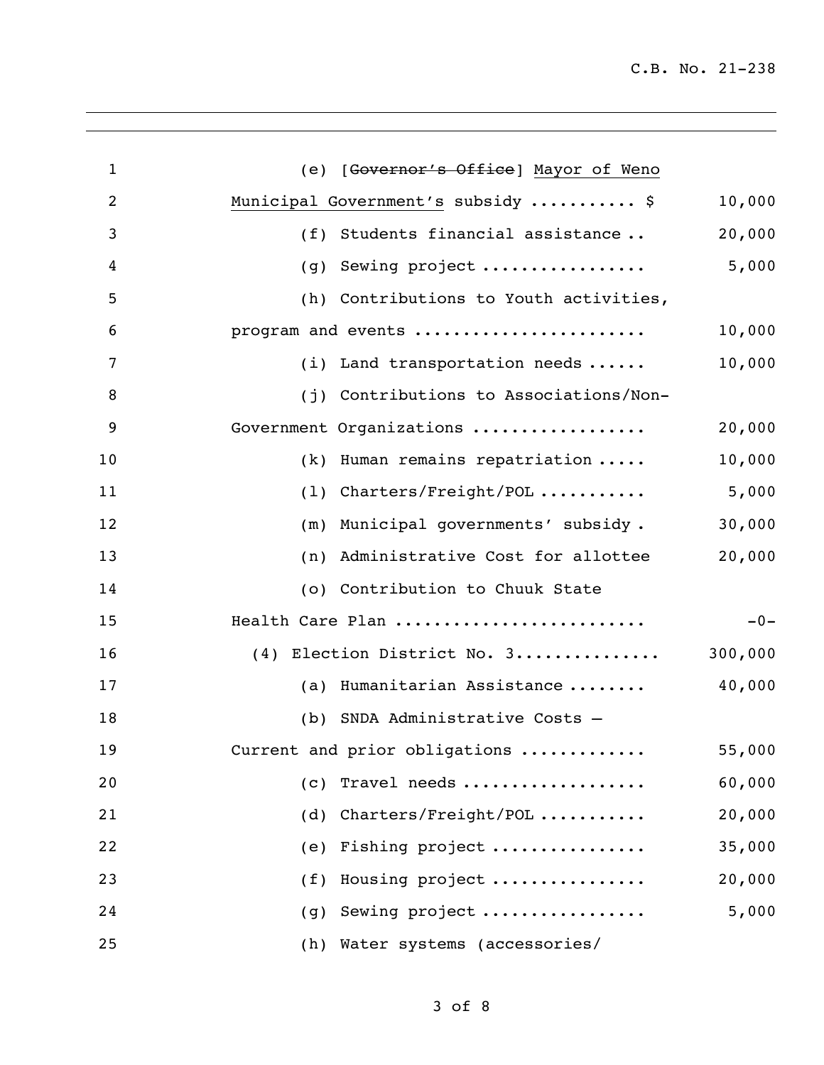(e) [~~Governor's Office~~] <u>Mayor of Weno Municipal Government's</u> subsidy .......... $ 10,000

(f) Students financial assistance .. 20,000

(g) Sewing project ................ 5,000

(h) Contributions to Youth activities, program and events ...................... 10,000

(i) Land transportation needs ...... 10,000

(j) Contributions to Associations/Non-Government Organizations ................. 20,000

(k) Human remains repatriation ..... 10,000

(l) Charters/Freight/POL .......... 5,000

(m) Municipal governments' subsidy . 30,000

(n) Administrative Cost for allottee 20,000

(o) Contribution to Chuuk State Health Care Plan ........................ -0-

(4) Election District No. 3.............. 300,000

(a) Humanitarian Assistance ........ 40,000

(b) SNDA Administrative Costs – Current and prior obligations ............ 55,000

(c) Travel needs .................. 60,000

(d) Charters/Freight/POL .......... 20,000

(e) Fishing project ............... 35,000

(f) Housing project ............... 20,000

(g) Sewing project ................ 5,000

(h) Water systems (accessories/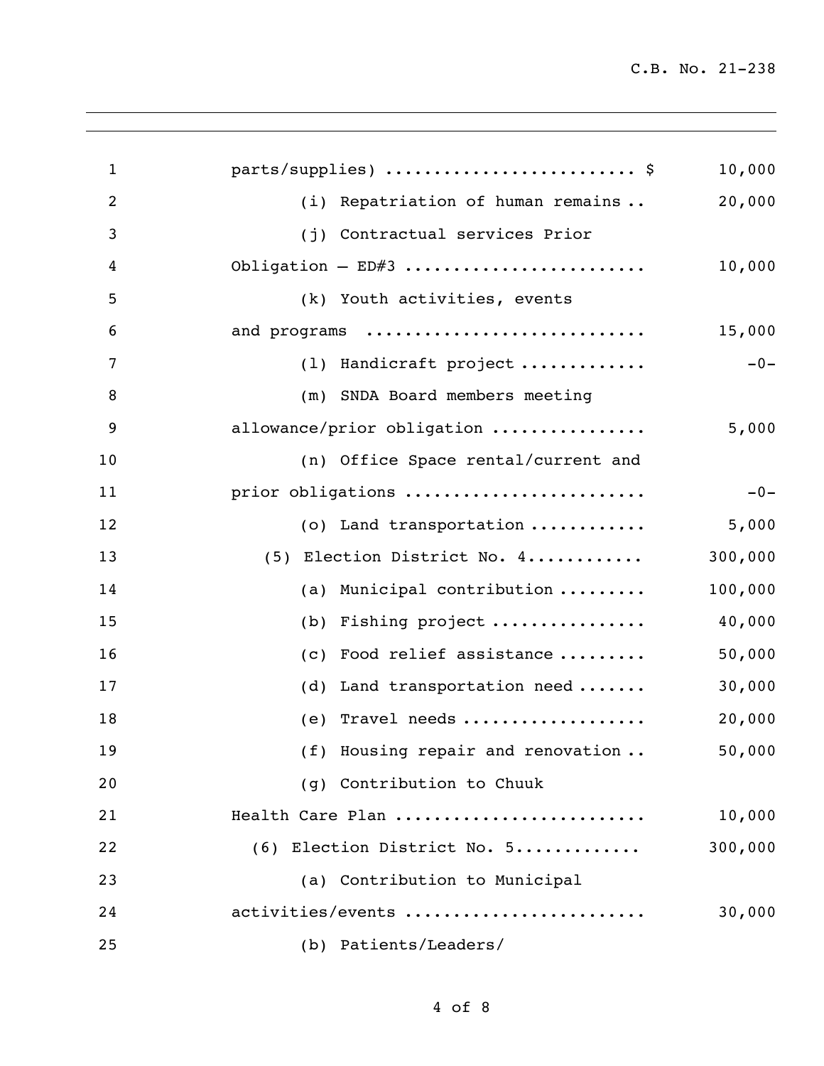| | |
|---|---:|
| parts/supplies) ......................... $ | 10,000 |
| (i) Repatriation of human remains .. | 20,000 |
| (j) Contractual services Prior Obligation – ED#3 ........................ | 10,000 |
| (k) Youth activities, events and programs ............................ | 15,000 |
| (l) Handicraft project ............ | -0- |
| (m) SNDA Board members meeting allowance/prior obligation ................ | 5,000 |
| (n) Office Space rental/current and prior obligations ........................ | -0- |
| (o) Land transportation ........... | 5,000 |
| (5) Election District No. 4............ | 300,000 |
| (a) Municipal contribution ......... | 100,000 |
| (b) Fishing project ................ | 40,000 |
| (c) Food relief assistance ......... | 50,000 |
| (d) Land transportation need ....... | 30,000 |
| (e) Travel needs .................. | 20,000 |
| (f) Housing repair and renovation .. | 50,000 |
| (g) Contribution to Chuuk Health Care Plan ......................... | 10,000 |
| (6) Election District No. 5............ | 300,000 |
| (a) Contribution to Municipal activities/events ........................ | 30,000 |
| (b) Patients/Leaders/ | |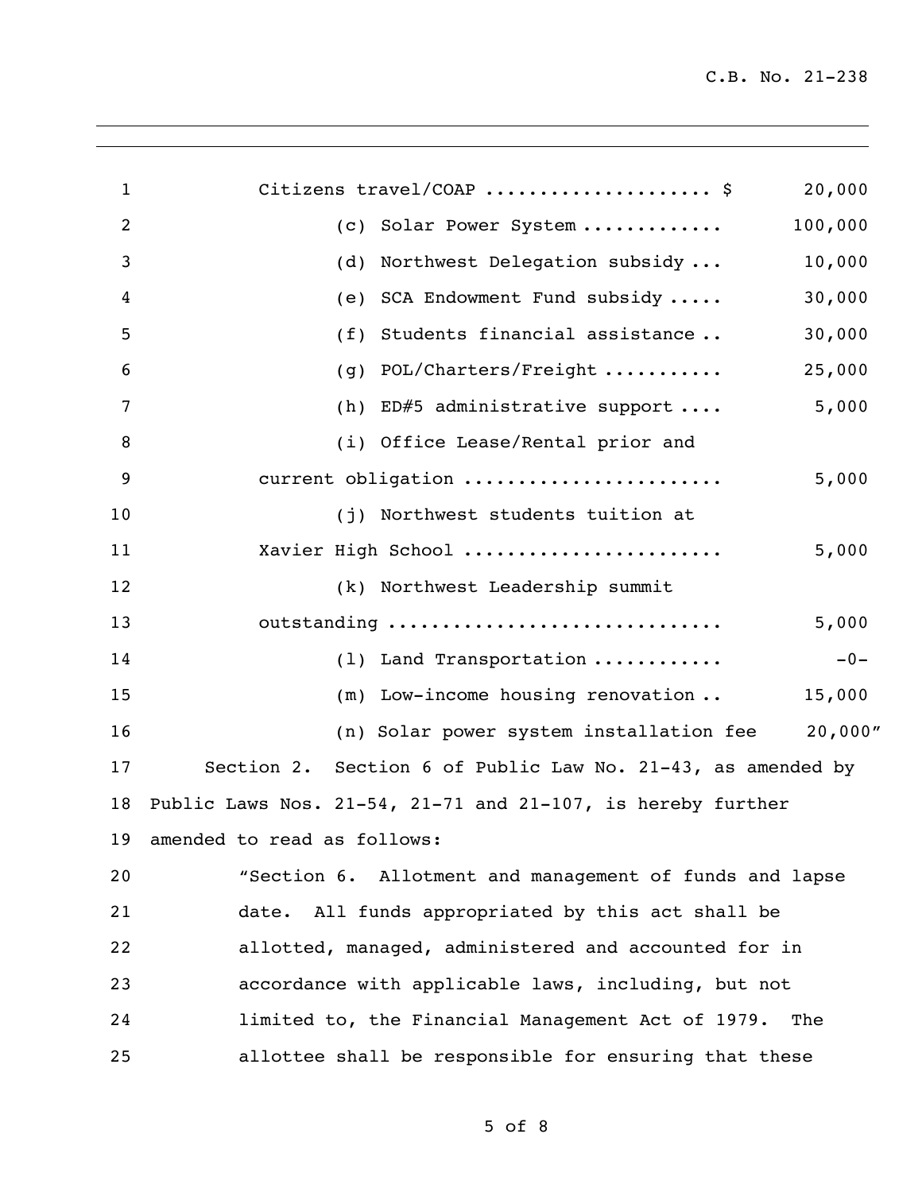Citizens travel/COAP .................... $ 20,000

(c) Solar Power System ............ 100,000

(d) Northwest Delegation subsidy ... 10,000

(e) SCA Endowment Fund subsidy ..... 30,000

(f) Students financial assistance .. 30,000

(g) POL/Charters/Freight .......... 25,000

(h) ED#5 administrative support .... 5,000

(i) Office Lease/Rental prior and current obligation ....................... 5,000

(j) Northwest students tuition at Xavier High School ....................... 5,000

(k) Northwest Leadership summit outstanding .............................. 5,000

(l) Land Transportation ........... -0-

(m) Low-income housing renovation .. 15,000

(n) Solar power system installation fee 20,000"

Section 2. Section 6 of Public Law No. 21-43, as amended by Public Laws Nos. 21-54, 21-71 and 21-107, is hereby further amended to read as follows:

"Section 6. Allotment and management of funds and lapse date. All funds appropriated by this act shall be allotted, managed, administered and accounted for in accordance with applicable laws, including, but not limited to, the Financial Management Act of 1979. The allottee shall be responsible for ensuring that these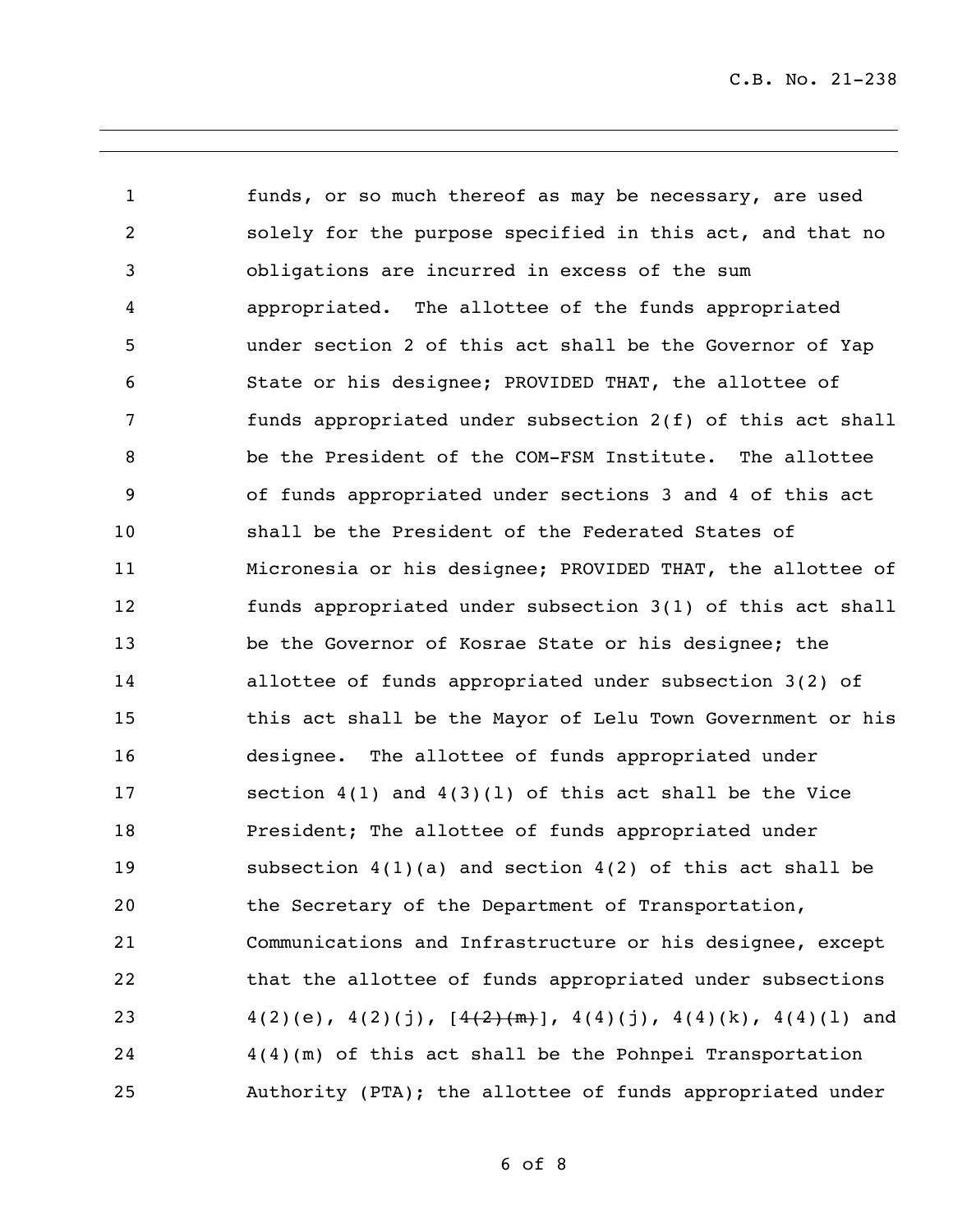funds, or so much thereof as may be necessary, are used solely for the purpose specified in this act, and that no obligations are incurred in excess of the sum appropriated. The allottee of the funds appropriated under section 2 of this act shall be the Governor of Yap State or his designee; PROVIDED THAT, the allottee of funds appropriated under subsection 2(f) of this act shall be the President of the COM-FSM Institute. The allottee of funds appropriated under sections 3 and 4 of this act shall be the President of the Federated States of Micronesia or his designee; PROVIDED THAT, the allottee of funds appropriated under subsection 3(1) of this act shall be the Governor of Kosrae State or his designee; the allottee of funds appropriated under subsection 3(2) of this act shall be the Mayor of Lelu Town Government or his designee. The allottee of funds appropriated under section 4(1) and 4(3)(l) of this act shall be the Vice President; The allottee of funds appropriated under subsection 4(1)(a) and section 4(2) of this act shall be the Secretary of the Department of Transportation, Communications and Infrastructure or his designee, except that the allottee of funds appropriated under subsections 4(2)(e), 4(2)(j), [~~4(2)(m)~~], 4(4)(j), 4(4)(k), 4(4)(l) and 4(4)(m) of this act shall be the Pohnpei Transportation Authority (PTA); the allottee of funds appropriated under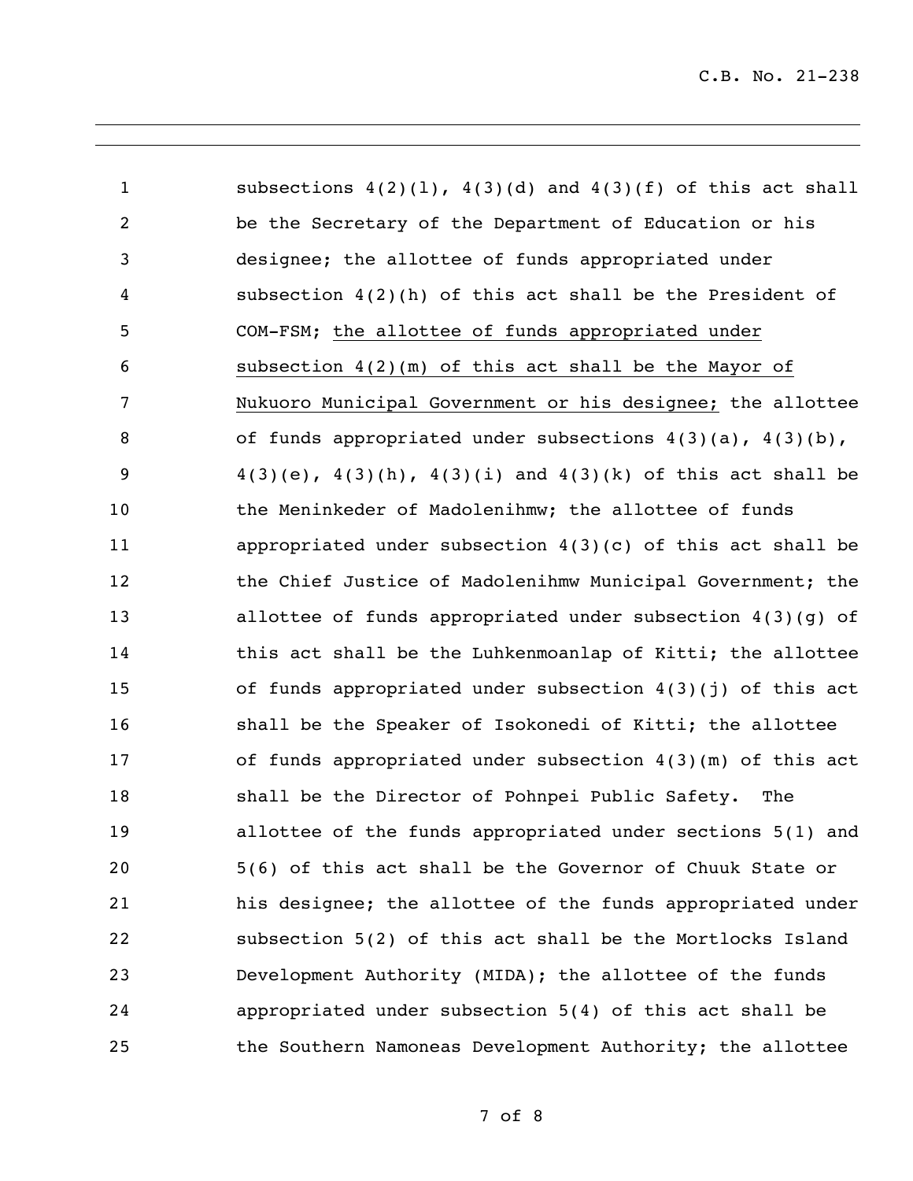subsections 4(2)(l), 4(3)(d) and 4(3)(f) of this act shall be the Secretary of the Department of Education or his designee; the allottee of funds appropriated under subsection 4(2)(h) of this act shall be the President of COM-FSM; <u>the allottee of funds appropriated under subsection 4(2)(m) of this act shall be the Mayor of Nukuoro Municipal Government or his designee;</u> the allottee of funds appropriated under subsections 4(3)(a), 4(3)(b), 4(3)(e), 4(3)(h), 4(3)(i) and 4(3)(k) of this act shall be the Meninkeder of Madolenihmw; the allottee of funds appropriated under subsection 4(3)(c) of this act shall be the Chief Justice of Madolenihmw Municipal Government; the allottee of funds appropriated under subsection 4(3)(g) of this act shall be the Luhkenmoanlap of Kitti; the allottee of funds appropriated under subsection 4(3)(j) of this act shall be the Speaker of Isokonedi of Kitti; the allottee of funds appropriated under subsection 4(3)(m) of this act shall be the Director of Pohnpei Public Safety. The allottee of the funds appropriated under sections 5(1) and 5(6) of this act shall be the Governor of Chuuk State or his designee; the allottee of the funds appropriated under subsection 5(2) of this act shall be the Mortlocks Island Development Authority (MIDA); the allottee of the funds appropriated under subsection 5(4) of this act shall be the Southern Namoneas Development Authority; the allottee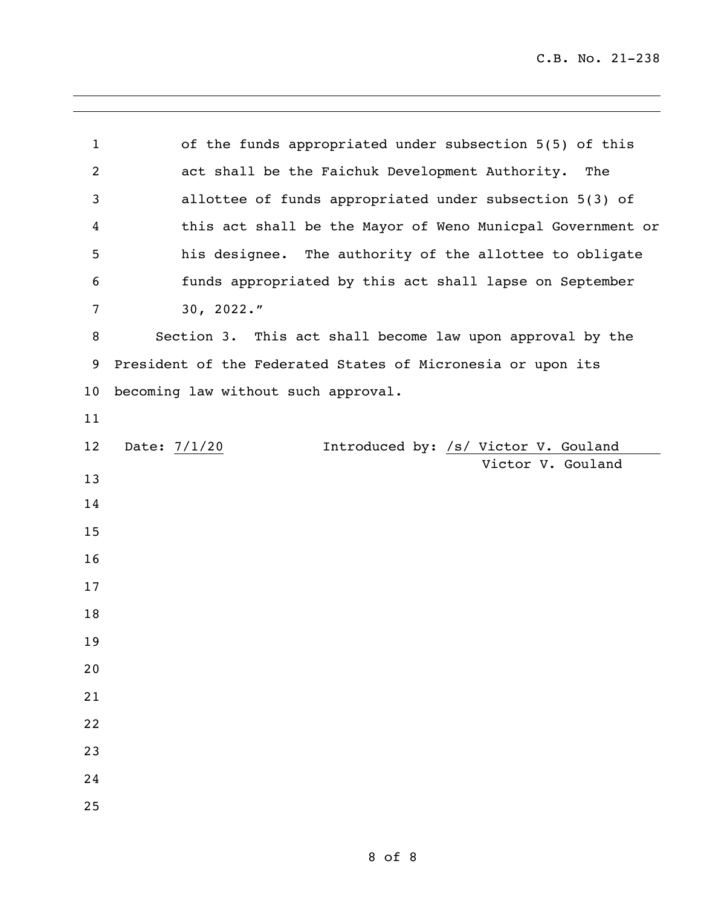of the funds appropriated under subsection 5(5) of this act shall be the Faichuk Development Authority. The allottee of funds appropriated under subsection 5(3) of this act shall be the Mayor of Weno Municpal Government or his designee. The authority of the allottee to obligate funds appropriated by this act shall lapse on September 30, 2022."

Section 3. This act shall become law upon approval by the President of the Federated States of Micronesia or upon its becoming law without such approval.

Date: 7/1/20 Introduced by: /s/ Victor V. Gouland

Victor V. Gouland